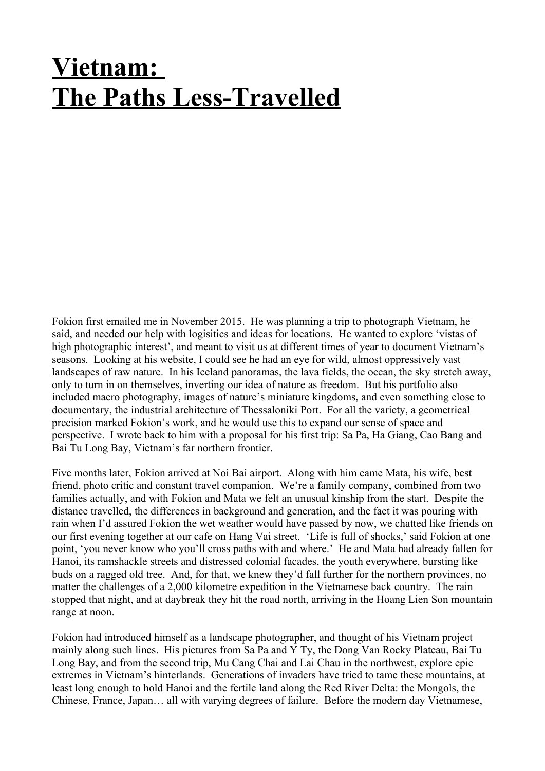# Vietnam: 
# The Paths Less-Travelled

Fokion first emailed me in November 2015. He was planning a trip to photograph Vietnam, he said, and needed our help with logisitics and ideas for locations. He wanted to explore 'vistas of high photographic interest', and meant to visit us at different times of year to document Vietnam's seasons. Looking at his website, I could see he had an eye for wild, almost oppressively vast landscapes of raw nature. In his Iceland panoramas, the lava fields, the ocean, the sky stretch away, only to turn in on themselves, inverting our idea of nature as freedom. But his portfolio also included macro photography, images of nature's miniature kingdoms, and even something close to documentary, the industrial architecture of Thessaloniki Port. For all the variety, a geometrical precision marked Fokion's work, and he would use this to expand our sense of space and perspective. I wrote back to him with a proposal for his first trip: Sa Pa, Ha Giang, Cao Bang and Bai Tu Long Bay, Vietnam's far northern frontier.

Five months later, Fokion arrived at Noi Bai airport. Along with him came Mata, his wife, best friend, photo critic and constant travel companion. We're a family company, combined from two families actually, and with Fokion and Mata we felt an unusual kinship from the start. Despite the distance travelled, the differences in background and generation, and the fact it was pouring with rain when I'd assured Fokion the wet weather would have passed by now, we chatted like friends on our first evening together at our cafe on Hang Vai street. 'Life is full of shocks,' said Fokion at one point, 'you never know who you'll cross paths with and where.' He and Mata had already fallen for Hanoi, its ramshackle streets and distressed colonial facades, the youth everywhere, bursting like buds on a ragged old tree. And, for that, we knew they'd fall further for the northern provinces, no matter the challenges of a 2,000 kilometre expedition in the Vietnamese back country. The rain stopped that night, and at daybreak they hit the road north, arriving in the Hoang Lien Son mountain range at noon.

Fokion had introduced himself as a landscape photographer, and thought of his Vietnam project mainly along such lines. His pictures from Sa Pa and Y Ty, the Dong Van Rocky Plateau, Bai Tu Long Bay, and from the second trip, Mu Cang Chai and Lai Chau in the northwest, explore epic extremes in Vietnam's hinterlands. Generations of invaders have tried to tame these mountains, at least long enough to hold Hanoi and the fertile land along the Red River Delta: the Mongols, the Chinese, France, Japan… all with varying degrees of failure. Before the modern day Vietnamese,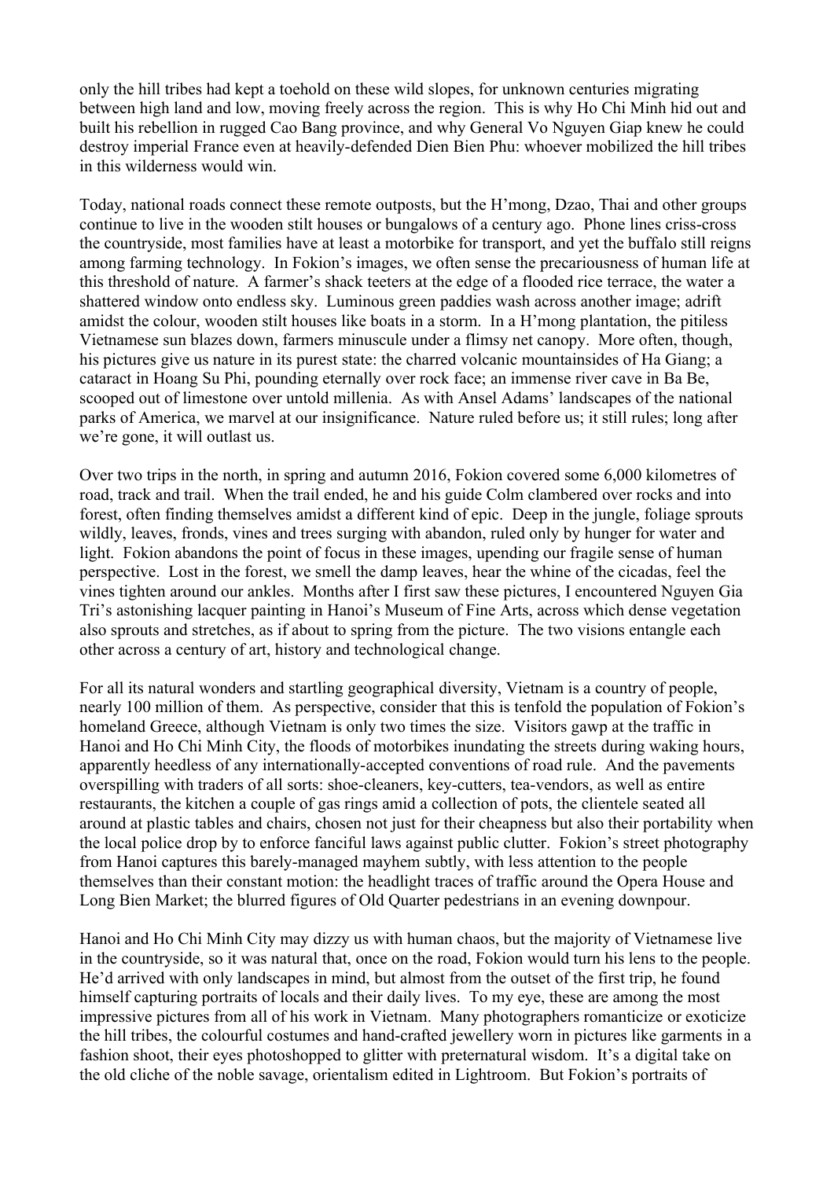only the hill tribes had kept a toehold on these wild slopes, for unknown centuries migrating between high land and low, moving freely across the region. This is why Ho Chi Minh hid out and built his rebellion in rugged Cao Bang province, and why General Vo Nguyen Giap knew he could destroy imperial France even at heavily-defended Dien Bien Phu: whoever mobilized the hill tribes in this wilderness would win.

Today, national roads connect these remote outposts, but the H'mong, Dzao, Thai and other groups continue to live in the wooden stilt houses or bungalows of a century ago. Phone lines criss-cross the countryside, most families have at least a motorbike for transport, and yet the buffalo still reigns among farming technology. In Fokion's images, we often sense the precariousness of human life at this threshold of nature. A farmer's shack teeters at the edge of a flooded rice terrace, the water a shattered window onto endless sky. Luminous green paddies wash across another image; adrift amidst the colour, wooden stilt houses like boats in a storm. In a H'mong plantation, the pitiless Vietnamese sun blazes down, farmers minuscule under a flimsy net canopy. More often, though, his pictures give us nature in its purest state: the charred volcanic mountainsides of Ha Giang; a cataract in Hoang Su Phi, pounding eternally over rock face; an immense river cave in Ba Be, scooped out of limestone over untold millenia. As with Ansel Adams' landscapes of the national parks of America, we marvel at our insignificance. Nature ruled before us; it still rules; long after we're gone, it will outlast us.

Over two trips in the north, in spring and autumn 2016, Fokion covered some 6,000 kilometres of road, track and trail. When the trail ended, he and his guide Colm clambered over rocks and into forest, often finding themselves amidst a different kind of epic. Deep in the jungle, foliage sprouts wildly, leaves, fronds, vines and trees surging with abandon, ruled only by hunger for water and light. Fokion abandons the point of focus in these images, upending our fragile sense of human perspective. Lost in the forest, we smell the damp leaves, hear the whine of the cicadas, feel the vines tighten around our ankles. Months after I first saw these pictures, I encountered Nguyen Gia Tri's astonishing lacquer painting in Hanoi's Museum of Fine Arts, across which dense vegetation also sprouts and stretches, as if about to spring from the picture. The two visions entangle each other across a century of art, history and technological change.

For all its natural wonders and startling geographical diversity, Vietnam is a country of people, nearly 100 million of them. As perspective, consider that this is tenfold the population of Fokion's homeland Greece, although Vietnam is only two times the size. Visitors gawp at the traffic in Hanoi and Ho Chi Minh City, the floods of motorbikes inundating the streets during waking hours, apparently heedless of any internationally-accepted conventions of road rule. And the pavements overspilling with traders of all sorts: shoe-cleaners, key-cutters, tea-vendors, as well as entire restaurants, the kitchen a couple of gas rings amid a collection of pots, the clientele seated all around at plastic tables and chairs, chosen not just for their cheapness but also their portability when the local police drop by to enforce fanciful laws against public clutter. Fokion's street photography from Hanoi captures this barely-managed mayhem subtly, with less attention to the people themselves than their constant motion: the headlight traces of traffic around the Opera House and Long Bien Market; the blurred figures of Old Quarter pedestrians in an evening downpour.

Hanoi and Ho Chi Minh City may dizzy us with human chaos, but the majority of Vietnamese live in the countryside, so it was natural that, once on the road, Fokion would turn his lens to the people. He'd arrived with only landscapes in mind, but almost from the outset of the first trip, he found himself capturing portraits of locals and their daily lives. To my eye, these are among the most impressive pictures from all of his work in Vietnam. Many photographers romanticize or exoticize the hill tribes, the colourful costumes and hand-crafted jewellery worn in pictures like garments in a fashion shoot, their eyes photoshopped to glitter with preternatural wisdom. It's a digital take on the old cliche of the noble savage, orientalism edited in Lightroom. But Fokion's portraits of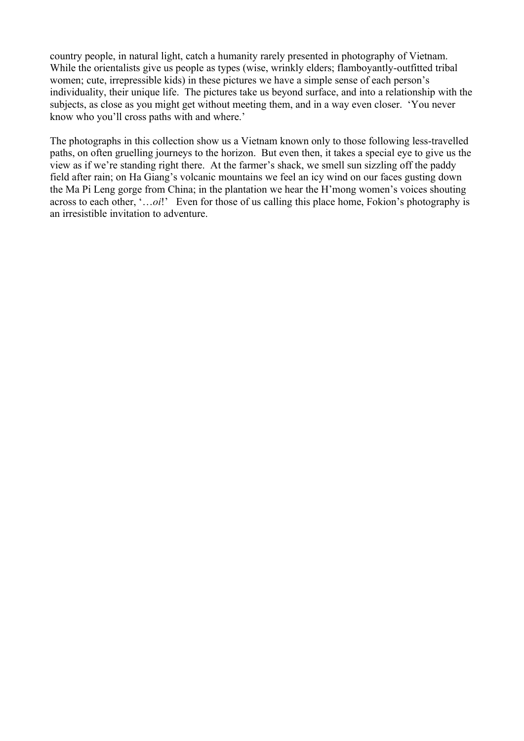country people, in natural light, catch a humanity rarely presented in photography of Vietnam. While the orientalists give us people as types (wise, wrinkly elders; flamboyantly-outfitted tribal women; cute, irrepressible kids) in these pictures we have a simple sense of each person's individuality, their unique life. The pictures take us beyond surface, and into a relationship with the subjects, as close as you might get without meeting them, and in a way even closer. 'You never know who you'll cross paths with and where.'

The photographs in this collection show us a Vietnam known only to those following less-travelled paths, on often gruelling journeys to the horizon. But even then, it takes a special eye to give us the view as if we're standing right there. At the farmer's shack, we smell sun sizzling off the paddy field after rain; on Ha Giang's volcanic mountains we feel an icy wind on our faces gusting down the Ma Pi Leng gorge from China; in the plantation we hear the H'mong women's voices shouting across to each other, '…*oi*!' Even for those of us calling this place home, Fokion's photography is an irresistible invitation to adventure.